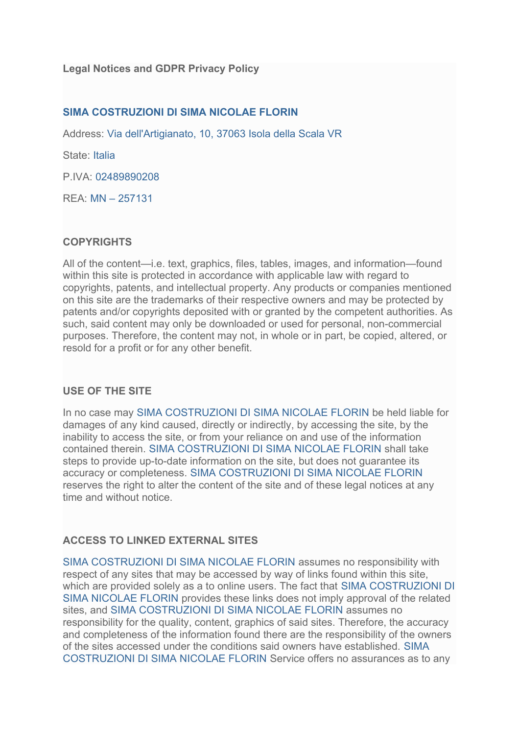**Legal Notices and GDPR Privacy Policy**

**SIMA COSTRUZIONI DI SIMA NICOLAE FLORIN**

Address: Via dell'Artigianato, 10, 37063 Isola della Scala VR

State: Italia

P.IVA: 02489890208

REA: MN – 257131

**COPYRIGHTS**

All of the content—i.e. text, graphics, files, tables, images, and information—found within this site is protected in accordance with applicable law with regard to copyrights, patents, and intellectual property. Any products or companies mentioned on this site are the trademarks of their respective owners and may be protected by patents and/or copyrights deposited with or granted by the competent authorities. As such, said content may only be downloaded or used for personal, non-commercial purposes. Therefore, the content may not, in whole or in part, be copied, altered, or resold for a profit or for any other benefit.

**USE OF THE SITE**

In no case may SIMA COSTRUZIONI DI SIMA NICOLAE FLORIN be held liable for damages of any kind caused, directly or indirectly, by accessing the site, by the inability to access the site, or from your reliance on and use of the information contained therein. SIMA COSTRUZIONI DI SIMA NICOLAE FLORIN shall take steps to provide up-to-date information on the site, but does not guarantee its accuracy or completeness. SIMA COSTRUZIONI DI SIMA NICOLAE FLORIN reserves the right to alter the content of the site and of these legal notices at any time and without notice.

**ACCESS TO LINKED EXTERNAL SITES**

SIMA COSTRUZIONI DI SIMA NICOLAE FLORIN assumes no responsibility with respect of any sites that may be accessed by way of links found within this site, which are provided solely as a to online users. The fact that SIMA COSTRUZIONI DI SIMA NICOLAE FLORIN provides these links does not imply approval of the related sites, and SIMA COSTRUZIONI DI SIMA NICOLAE FLORIN assumes no responsibility for the quality, content, graphics of said sites. Therefore, the accuracy and completeness of the information found there are the responsibility of the owners of the sites accessed under the conditions said owners have established. SIMA COSTRUZIONI DI SIMA NICOLAE FLORIN Service offers no assurances as to any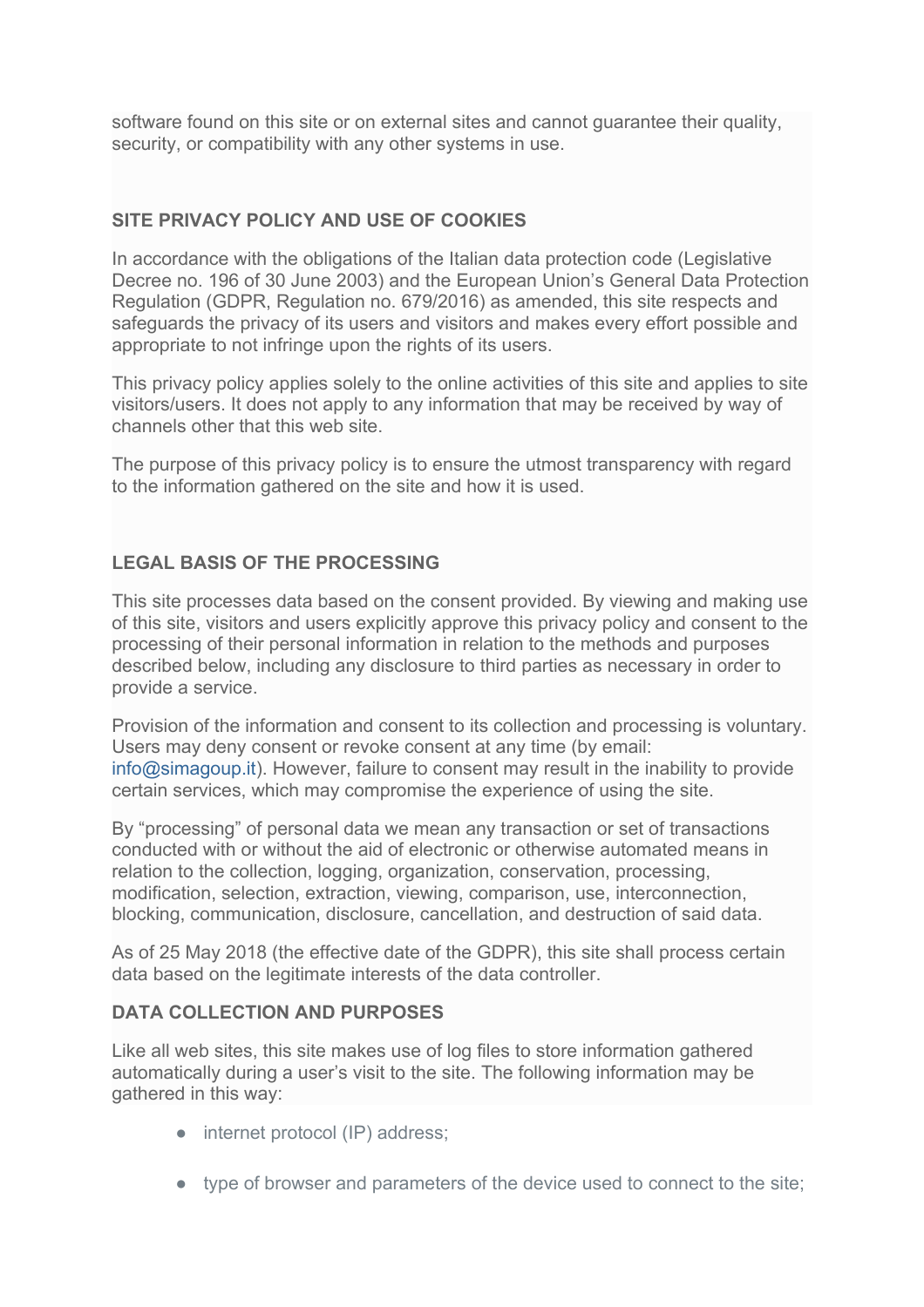software found on this site or on external sites and cannot guarantee their quality, security, or compatibility with any other systems in use.

## SITE PRIVACY POLICY AND USE OF COOKIES

In accordance with the obligations of the Italian data protection code (Legislative Decree no. 196 of 30 June 2003) and the European Union's General Data Protection Regulation (GDPR, Regulation no. 679/2016) as amended, this site respects and safeguards the privacy of its users and visitors and makes every effort possible and appropriate to not infringe upon the rights of its users.

This privacy policy applies solely to the online activities of this site and applies to site visitors/users. It does not apply to any information that may be received by way of channels other that this web site.

The purpose of this privacy policy is to ensure the utmost transparency with regard to the information gathered on the site and how it is used.

## LEGAL BASIS OF THE PROCESSING

This site processes data based on the consent provided. By viewing and making use of this site, visitors and users explicitly approve this privacy policy and consent to the processing of their personal information in relation to the methods and purposes described below, including any disclosure to third parties as necessary in order to provide a service.

Provision of the information and consent to its collection and processing is voluntary. Users may deny consent or revoke consent at any time (by email: info@simagoup.it). However, failure to consent may result in the inability to provide certain services, which may compromise the experience of using the site.

By "processing" of personal data we mean any transaction or set of transactions conducted with or without the aid of electronic or otherwise automated means in relation to the collection, logging, organization, conservation, processing, modification, selection, extraction, viewing, comparison, use, interconnection, blocking, communication, disclosure, cancellation, and destruction of said data.

As of 25 May 2018 (the effective date of the GDPR), this site shall process certain data based on the legitimate interests of the data controller.

## DATA COLLECTION AND PURPOSES

Like all web sites, this site makes use of log files to store information gathered automatically during a user's visit to the site. The following information may be gathered in this way:

- internet protocol (IP) address;
- type of browser and parameters of the device used to connect to the site;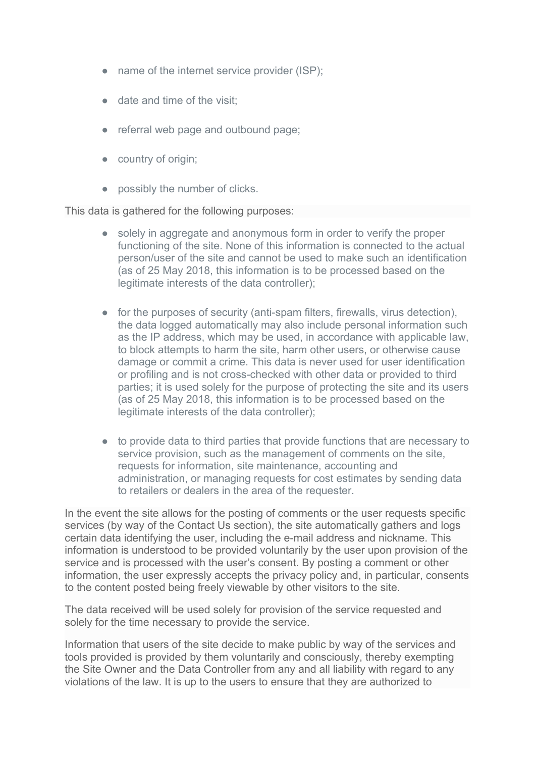- name of the internet service provider (ISP);
- date and time of the visit;
- referral web page and outbound page;
- country of origin;
- possibly the number of clicks.

This data is gathered for the following purposes:

- solely in aggregate and anonymous form in order to verify the proper functioning of the site. None of this information is connected to the actual person/user of the site and cannot be used to make such an identification (as of 25 May 2018, this information is to be processed based on the legitimate interests of the data controller);
- for the purposes of security (anti-spam filters, firewalls, virus detection), the data logged automatically may also include personal information such as the IP address, which may be used, in accordance with applicable law, to block attempts to harm the site, harm other users, or otherwise cause damage or commit a crime. This data is never used for user identification or profiling and is not cross-checked with other data or provided to third parties; it is used solely for the purpose of protecting the site and its users (as of 25 May 2018, this information is to be processed based on the legitimate interests of the data controller);
- to provide data to third parties that provide functions that are necessary to service provision, such as the management of comments on the site, requests for information, site maintenance, accounting and administration, or managing requests for cost estimates by sending data to retailers or dealers in the area of the requester.

In the event the site allows for the posting of comments or the user requests specific services (by way of the Contact Us section), the site automatically gathers and logs certain data identifying the user, including the e-mail address and nickname. This information is understood to be provided voluntarily by the user upon provision of the service and is processed with the user's consent. By posting a comment or other information, the user expressly accepts the privacy policy and, in particular, consents to the content posted being freely viewable by other visitors to the site.

The data received will be used solely for provision of the service requested and solely for the time necessary to provide the service.

Information that users of the site decide to make public by way of the services and tools provided is provided by them voluntarily and consciously, thereby exempting the Site Owner and the Data Controller from any and all liability with regard to any violations of the law. It is up to the users to ensure that they are authorized to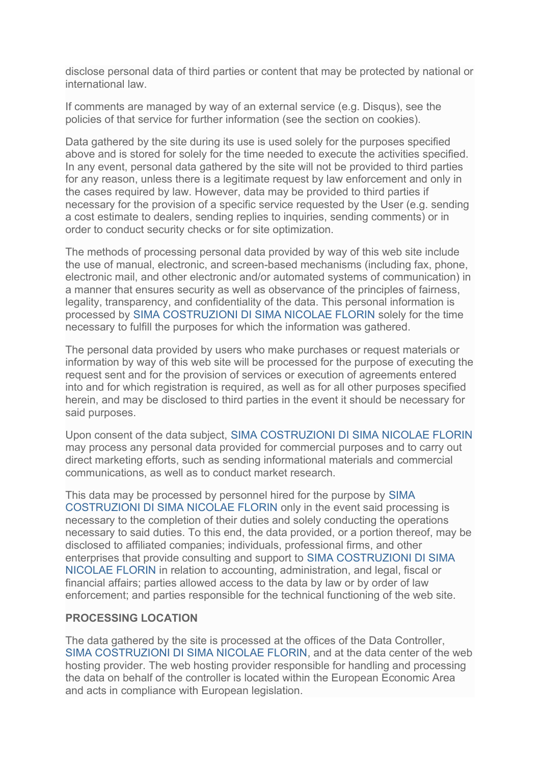disclose personal data of third parties or content that may be protected by national or international law.

If comments are managed by way of an external service (e.g. Disqus), see the policies of that service for further information (see the section on cookies).

Data gathered by the site during its use is used solely for the purposes specified above and is stored for solely for the time needed to execute the activities specified. In any event, personal data gathered by the site will not be provided to third parties for any reason, unless there is a legitimate request by law enforcement and only in the cases required by law. However, data may be provided to third parties if necessary for the provision of a specific service requested by the User (e.g. sending a cost estimate to dealers, sending replies to inquiries, sending comments) or in order to conduct security checks or for site optimization.

The methods of processing personal data provided by way of this web site include the use of manual, electronic, and screen-based mechanisms (including fax, phone, electronic mail, and other electronic and/or automated systems of communication) in a manner that ensures security as well as observance of the principles of fairness, legality, transparency, and confidentiality of the data. This personal information is processed by SIMA COSTRUZIONI DI SIMA NICOLAE FLORIN solely for the time necessary to fulfill the purposes for which the information was gathered.

The personal data provided by users who make purchases or request materials or information by way of this web site will be processed for the purpose of executing the request sent and for the provision of services or execution of agreements entered into and for which registration is required, as well as for all other purposes specified herein, and may be disclosed to third parties in the event it should be necessary for said purposes.

Upon consent of the data subject, SIMA COSTRUZIONI DI SIMA NICOLAE FLORIN may process any personal data provided for commercial purposes and to carry out direct marketing efforts, such as sending informational materials and commercial communications, as well as to conduct market research.

This data may be processed by personnel hired for the purpose by SIMA COSTRUZIONI DI SIMA NICOLAE FLORIN only in the event said processing is necessary to the completion of their duties and solely conducting the operations necessary to said duties. To this end, the data provided, or a portion thereof, may be disclosed to affiliated companies; individuals, professional firms, and other enterprises that provide consulting and support to SIMA COSTRUZIONI DI SIMA NICOLAE FLORIN in relation to accounting, administration, and legal, fiscal or financial affairs; parties allowed access to the data by law or by order of law enforcement; and parties responsible for the technical functioning of the web site.

**PROCESSING LOCATION**

The data gathered by the site is processed at the offices of the Data Controller, SIMA COSTRUZIONI DI SIMA NICOLAE FLORIN, and at the data center of the web hosting provider. The web hosting provider responsible for handling and processing the data on behalf of the controller is located within the European Economic Area and acts in compliance with European legislation.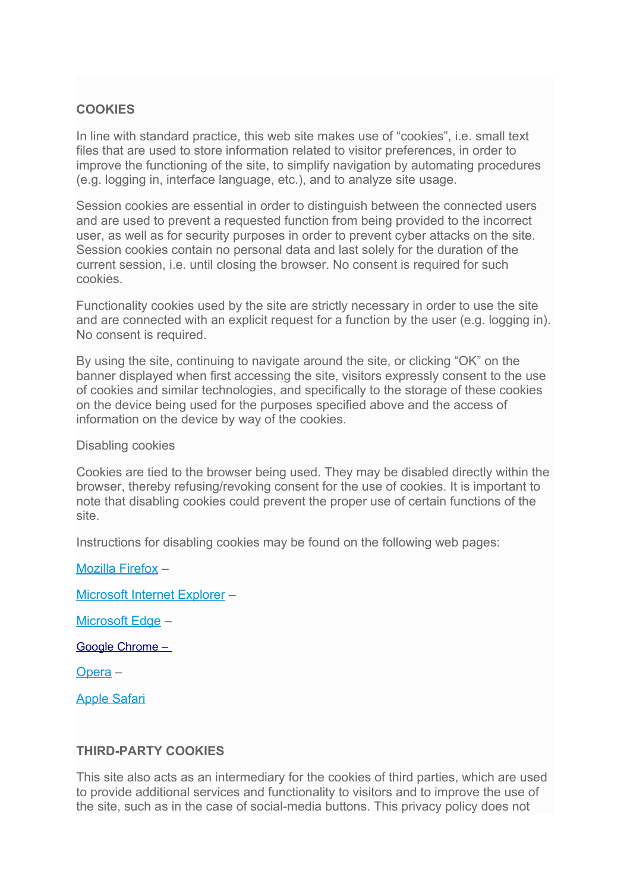## COOKIES

In line with standard practice, this web site makes use of "cookies", i.e. small text files that are used to store information related to visitor preferences, in order to improve the functioning of the site, to simplify navigation by automating procedures (e.g. logging in, interface language, etc.), and to analyze site usage.

Session cookies are essential in order to distinguish between the connected users and are used to prevent a requested function from being provided to the incorrect user, as well as for security purposes in order to prevent cyber attacks on the site. Session cookies contain no personal data and last solely for the duration of the current session, i.e. until closing the browser. No consent is required for such cookies.

Functionality cookies used by the site are strictly necessary in order to use the site and are connected with an explicit request for a function by the user (e.g. logging in). No consent is required.

By using the site, continuing to navigate around the site, or clicking "OK" on the banner displayed when first accessing the site, visitors expressly consent to the use of cookies and similar technologies, and specifically to the storage of these cookies on the device being used for the purposes specified above and the access of information on the device by way of the cookies.

Disabling cookies

Cookies are tied to the browser being used. They may be disabled directly within the browser, thereby refusing/revoking consent for the use of cookies. It is important to note that disabling cookies could prevent the proper use of certain functions of the site.

Instructions for disabling cookies may be found on the following web pages:

Mozilla Firefox –

Microsoft Internet Explorer –

Microsoft Edge –

Google Chrome –

Opera –

Apple Safari

## THIRD-PARTY COOKIES

This site also acts as an intermediary for the cookies of third parties, which are used to provide additional services and functionality to visitors and to improve the use of the site, such as in the case of social-media buttons. This privacy policy does not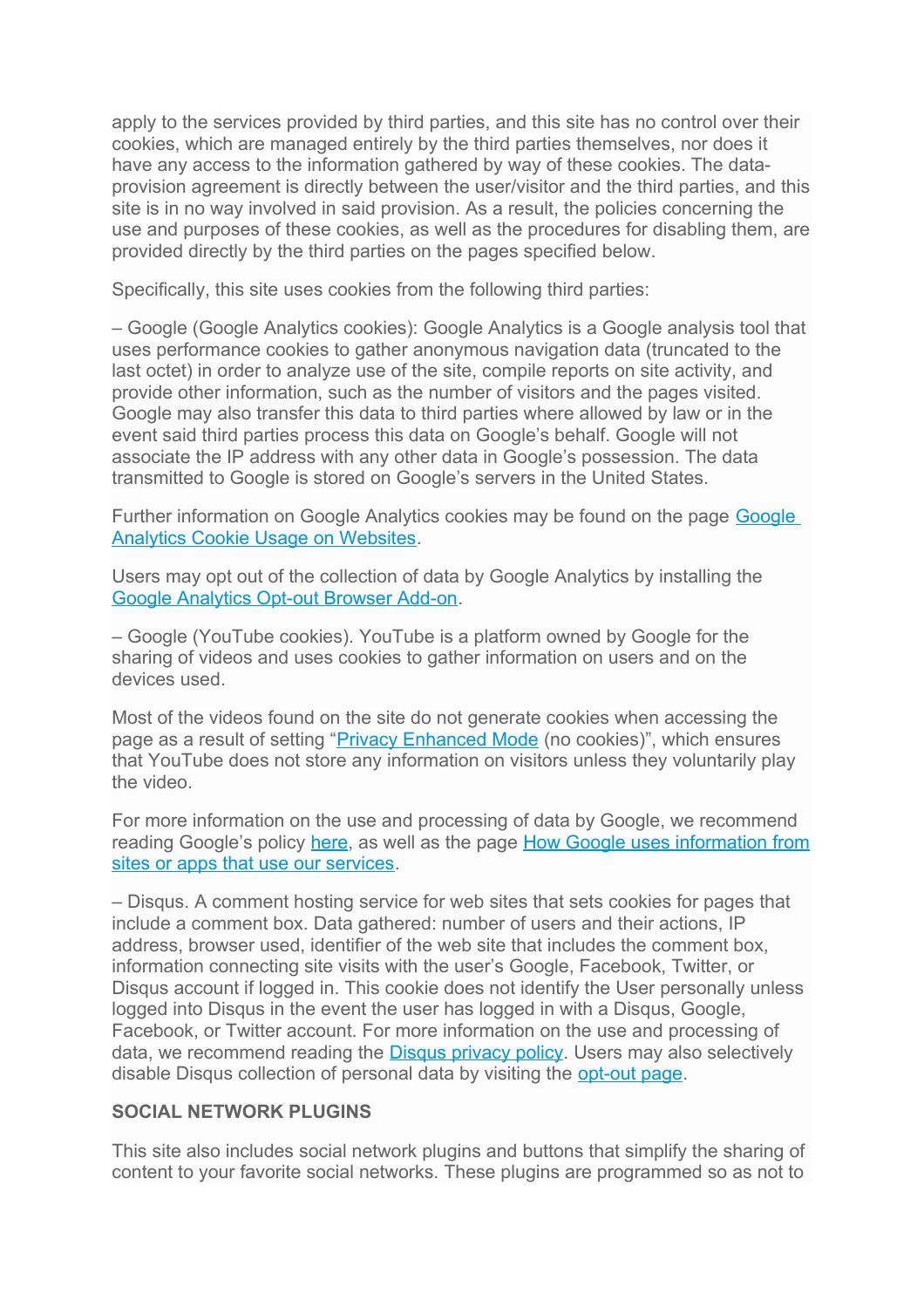apply to the services provided by third parties, and this site has no control over their cookies, which are managed entirely by the third parties themselves, nor does it have any access to the information gathered by way of these cookies. The data-provision agreement is directly between the user/visitor and the third parties, and this site is in no way involved in said provision. As a result, the policies concerning the use and purposes of these cookies, as well as the procedures for disabling them, are provided directly by the third parties on the pages specified below.

Specifically, this site uses cookies from the following third parties:

– Google (Google Analytics cookies): Google Analytics is a Google analysis tool that uses performance cookies to gather anonymous navigation data (truncated to the last octet) in order to analyze use of the site, compile reports on site activity, and provide other information, such as the number of visitors and the pages visited. Google may also transfer this data to third parties where allowed by law or in the event said third parties process this data on Google's behalf. Google will not associate the IP address with any other data in Google's possession. The data transmitted to Google is stored on Google's servers in the United States.

Further information on Google Analytics cookies may be found on the page Google Analytics Cookie Usage on Websites.

Users may opt out of the collection of data by Google Analytics by installing the Google Analytics Opt-out Browser Add-on.

– Google (YouTube cookies). YouTube is a platform owned by Google for the sharing of videos and uses cookies to gather information on users and on the devices used.

Most of the videos found on the site do not generate cookies when accessing the page as a result of setting "Privacy Enhanced Mode (no cookies)", which ensures that YouTube does not store any information on visitors unless they voluntarily play the video.

For more information on the use and processing of data by Google, we recommend reading Google's policy here, as well as the page How Google uses information from sites or apps that use our services.

– Disqus. A comment hosting service for web sites that sets cookies for pages that include a comment box. Data gathered: number of users and their actions, IP address, browser used, identifier of the web site that includes the comment box, information connecting site visits with the user's Google, Facebook, Twitter, or Disqus account if logged in. This cookie does not identify the User personally unless logged into Disqus in the event the user has logged in with a Disqus, Google, Facebook, or Twitter account. For more information on the use and processing of data, we recommend reading the Disqus privacy policy. Users may also selectively disable Disqus collection of personal data by visiting the opt-out page.

**SOCIAL NETWORK PLUGINS**

This site also includes social network plugins and buttons that simplify the sharing of content to your favorite social networks. These plugins are programmed so as not to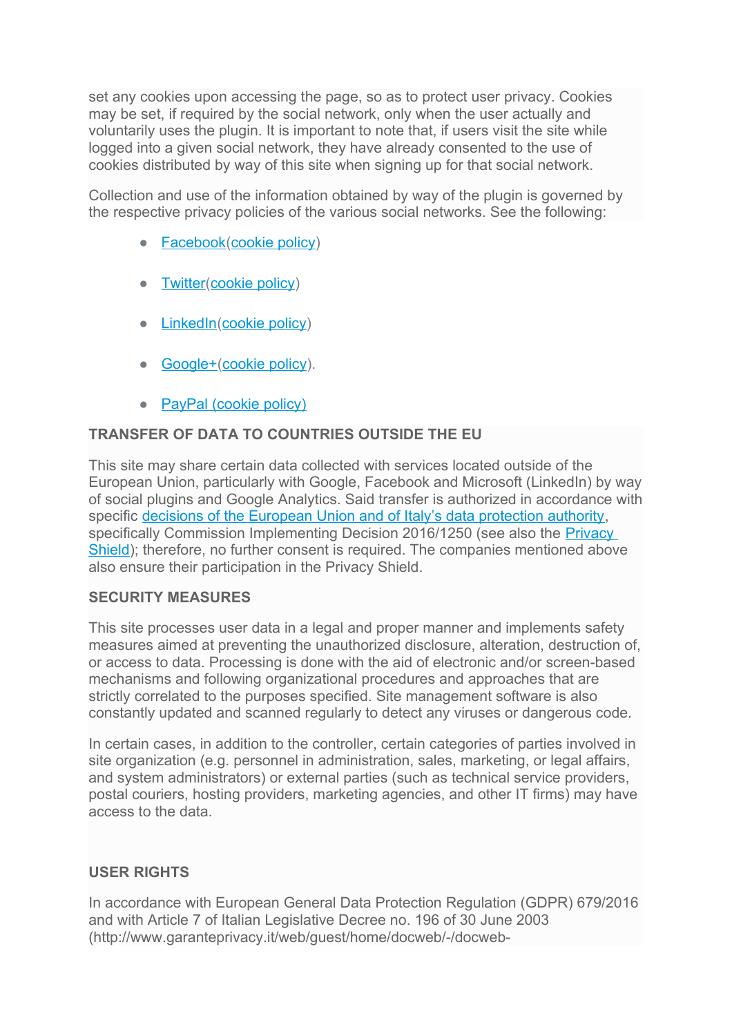set any cookies upon accessing the page, so as to protect user privacy. Cookies may be set, if required by the social network, only when the user actually and voluntarily uses the plugin. It is important to note that, if users visit the site while logged into a given social network, they have already consented to the use of cookies distributed by way of this site when signing up for that social network.

Collection and use of the information obtained by way of the plugin is governed by the respective privacy policies of the various social networks. See the following:

- Facebook(cookie policy)
- Twitter(cookie policy)
- LinkedIn(cookie policy)
- Google+(cookie policy).
- PayPal (cookie policy)

**TRANSFER OF DATA TO COUNTRIES OUTSIDE THE EU**

This site may share certain data collected with services located outside of the European Union, particularly with Google, Facebook and Microsoft (LinkedIn) by way of social plugins and Google Analytics. Said transfer is authorized in accordance with specific decisions of the European Union and of Italy's data protection authority, specifically Commission Implementing Decision 2016/1250 (see also the Privacy Shield); therefore, no further consent is required. The companies mentioned above also ensure their participation in the Privacy Shield.

**SECURITY MEASURES**

This site processes user data in a legal and proper manner and implements safety measures aimed at preventing the unauthorized disclosure, alteration, destruction of, or access to data. Processing is done with the aid of electronic and/or screen-based mechanisms and following organizational procedures and approaches that are strictly correlated to the purposes specified. Site management software is also constantly updated and scanned regularly to detect any viruses or dangerous code.

In certain cases, in addition to the controller, certain categories of parties involved in site organization (e.g. personnel in administration, sales, marketing, or legal affairs, and system administrators) or external parties (such as technical service providers, postal couriers, hosting providers, marketing agencies, and other IT firms) may have access to the data.

**USER RIGHTS**

In accordance with European General Data Protection Regulation (GDPR) 679/2016 and with Article 7 of Italian Legislative Decree no. 196 of 30 June 2003 (http://www.garanteprivacy.it/web/guest/home/docweb/-/docweb-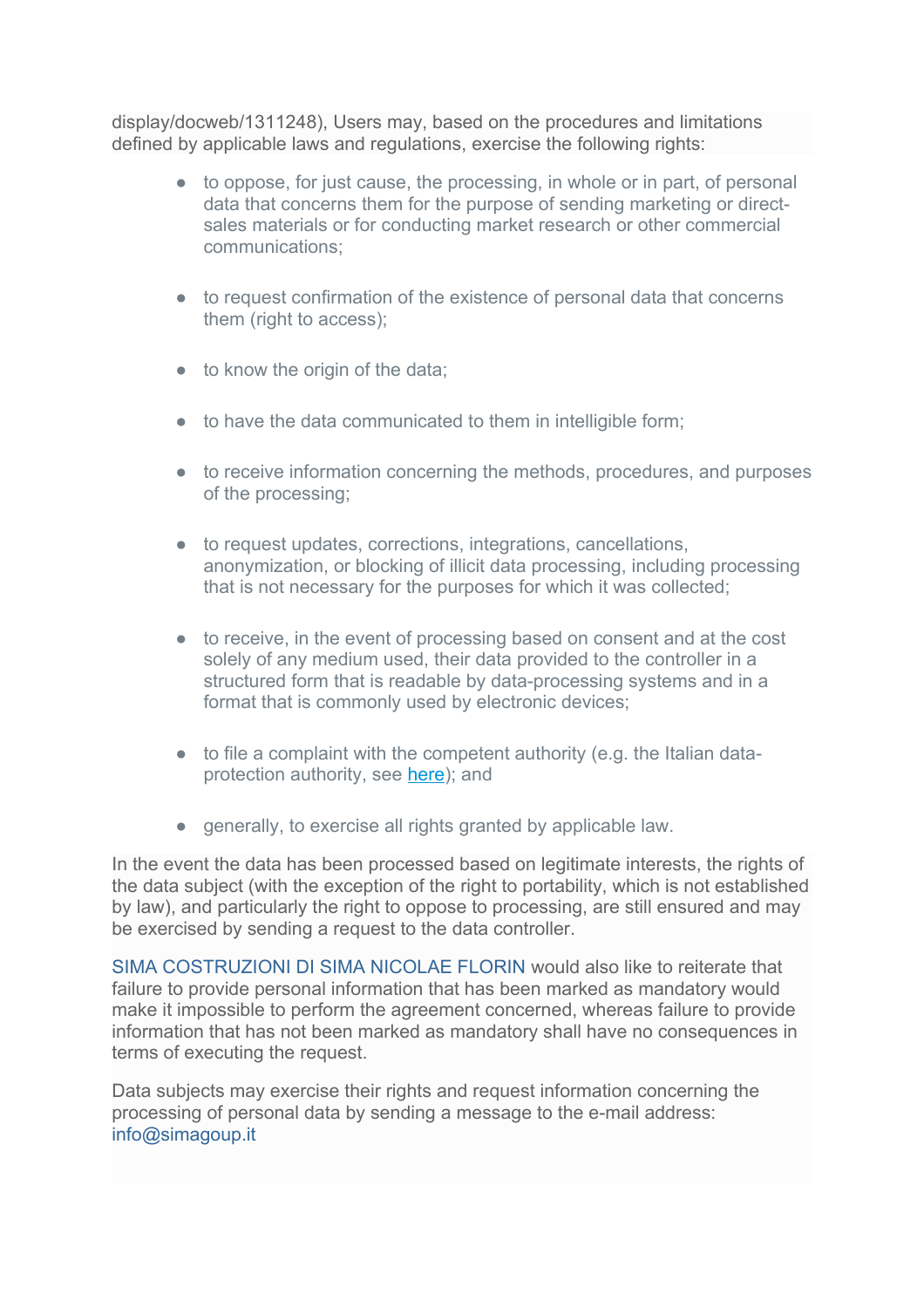display/docweb/1311248), Users may, based on the procedures and limitations defined by applicable laws and regulations, exercise the following rights:

- to oppose, for just cause, the processing, in whole or in part, of personal data that concerns them for the purpose of sending marketing or direct-sales materials or for conducting market research or other commercial communications;
- to request confirmation of the existence of personal data that concerns them (right to access);
- to know the origin of the data;
- to have the data communicated to them in intelligible form;
- to receive information concerning the methods, procedures, and purposes of the processing;
- to request updates, corrections, integrations, cancellations, anonymization, or blocking of illicit data processing, including processing that is not necessary for the purposes for which it was collected;
- to receive, in the event of processing based on consent and at the cost solely of any medium used, their data provided to the controller in a structured form that is readable by data-processing systems and in a format that is commonly used by electronic devices;
- to file a complaint with the competent authority (e.g. the Italian data-protection authority, see here); and
- generally, to exercise all rights granted by applicable law.

In the event the data has been processed based on legitimate interests, the rights of the data subject (with the exception of the right to portability, which is not established by law), and particularly the right to oppose to processing, are still ensured and may be exercised by sending a request to the data controller.

SIMA COSTRUZIONI DI SIMA NICOLAE FLORIN would also like to reiterate that failure to provide personal information that has been marked as mandatory would make it impossible to perform the agreement concerned, whereas failure to provide information that has not been marked as mandatory shall have no consequences in terms of executing the request.

Data subjects may exercise their rights and request information concerning the processing of personal data by sending a message to the e-mail address: info@simagoup.it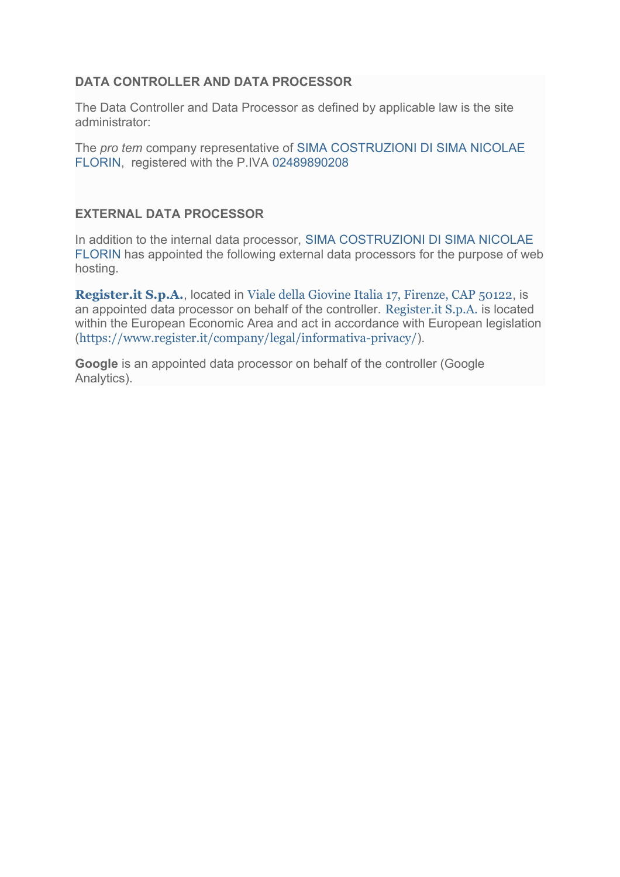**DATA CONTROLLER AND DATA PROCESSOR**

The Data Controller and Data Processor as defined by applicable law is the site administrator:

The *pro tem* company representative of SIMA COSTRUZIONI DI SIMA NICOLAE FLORIN,  registered with the P.IVA 02489890208

**EXTERNAL DATA PROCESSOR**

In addition to the internal data processor, SIMA COSTRUZIONI DI SIMA NICOLAE FLORIN has appointed the following external data processors for the purpose of web hosting.

**Register.it S.p.A.**, located in Viale della Giovine Italia 17, Firenze, CAP 50122, is an appointed data processor on behalf of the controller. Register.it S.p.A. is located within the European Economic Area and act in accordance with European legislation (https://www.register.it/company/legal/informativa-privacy/).

**Google** is an appointed data processor on behalf of the controller (Google Analytics).